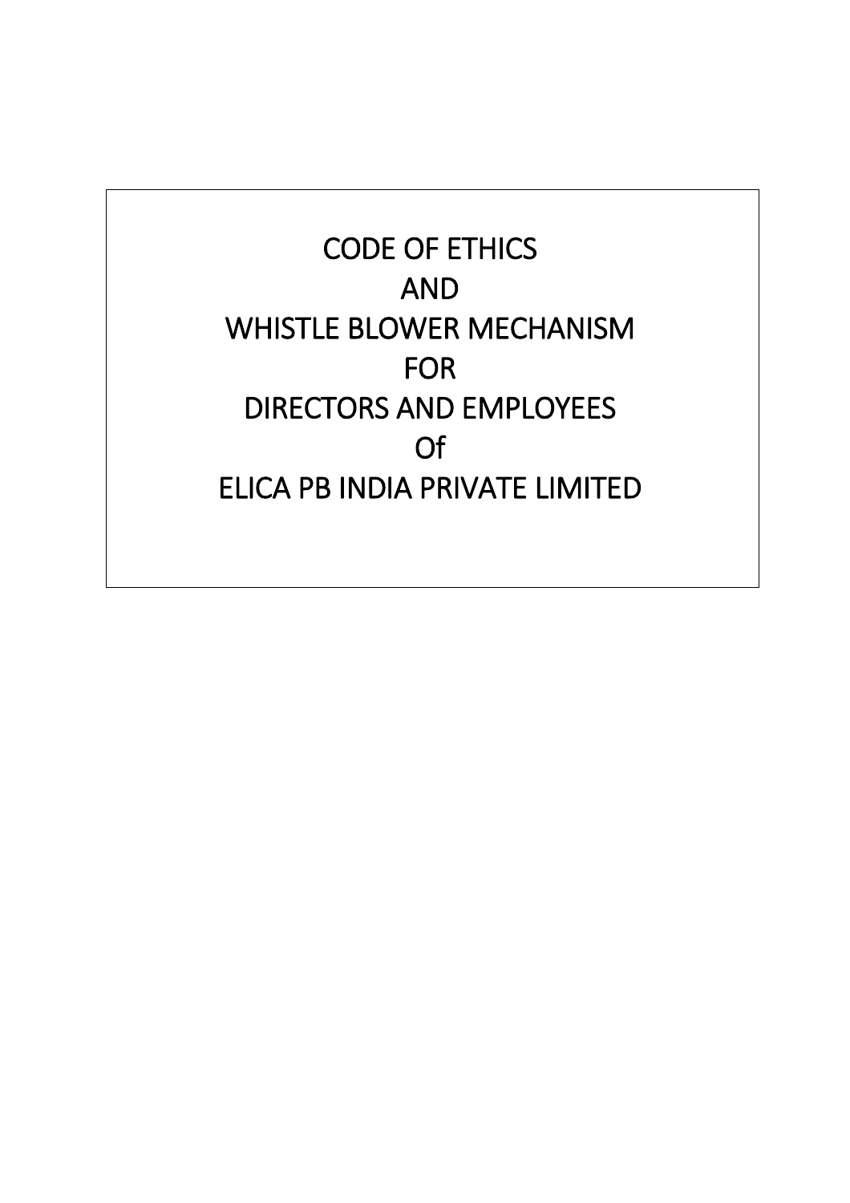# CODE OF ETHICS
# AND
# WHISTLE BLOWER MECHANISM
# FOR
# DIRECTORS AND EMPLOYEES
# Of
# ELICA PB INDIA PRIVATE LIMITED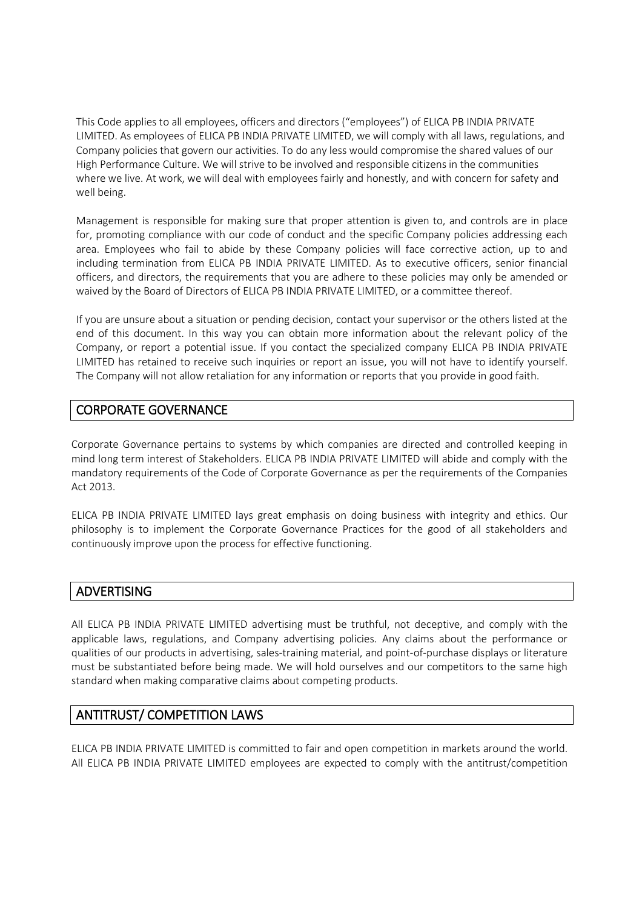This Code applies to all employees, officers and directors ("employees") of ELICA PB INDIA PRIVATE LIMITED. As employees of ELICA PB INDIA PRIVATE LIMITED, we will comply with all laws, regulations, and Company policies that govern our activities. To do any less would compromise the shared values of our High Performance Culture. We will strive to be involved and responsible citizens in the communities where we live. At work, we will deal with employees fairly and honestly, and with concern for safety and well being.

Management is responsible for making sure that proper attention is given to, and controls are in place for, promoting compliance with our code of conduct and the specific Company policies addressing each area. Employees who fail to abide by these Company policies will face corrective action, up to and including termination from ELICA PB INDIA PRIVATE LIMITED. As to executive officers, senior financial officers, and directors, the requirements that you are adhere to these policies may only be amended or waived by the Board of Directors of ELICA PB INDIA PRIVATE LIMITED, or a committee thereof.

If you are unsure about a situation or pending decision, contact your supervisor or the others listed at the end of this document. In this way you can obtain more information about the relevant policy of the Company, or report a potential issue. If you contact the specialized company ELICA PB INDIA PRIVATE LIMITED has retained to receive such inquiries or report an issue, you will not have to identify yourself. The Company will not allow retaliation for any information or reports that you provide in good faith.

## CORPORATE GOVERNANCE

Corporate Governance pertains to systems by which companies are directed and controlled keeping in mind long term interest of Stakeholders. ELICA PB INDIA PRIVATE LIMITED will abide and comply with the mandatory requirements of the Code of Corporate Governance as per the requirements of the Companies Act 2013.

ELICA PB INDIA PRIVATE LIMITED lays great emphasis on doing business with integrity and ethics. Our philosophy is to implement the Corporate Governance Practices for the good of all stakeholders and continuously improve upon the process for effective functioning.

## ADVERTISING

All ELICA PB INDIA PRIVATE LIMITED advertising must be truthful, not deceptive, and comply with the applicable laws, regulations, and Company advertising policies. Any claims about the performance or qualities of our products in advertising, sales-training material, and point-of-purchase displays or literature must be substantiated before being made. We will hold ourselves and our competitors to the same high standard when making comparative claims about competing products.

## ANTITRUST/ COMPETITION LAWS

ELICA PB INDIA PRIVATE LIMITED is committed to fair and open competition in markets around the world. All ELICA PB INDIA PRIVATE LIMITED employees are expected to comply with the antitrust/competition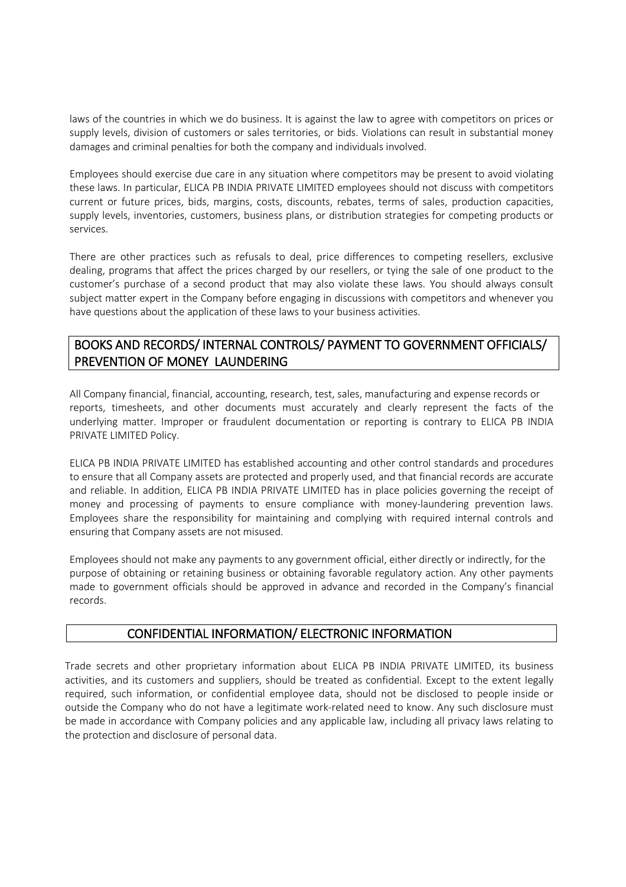laws of the countries in which we do business. It is against the law to agree with competitors on prices or supply levels, division of customers or sales territories, or bids. Violations can result in substantial money damages and criminal penalties for both the company and individuals involved.

Employees should exercise due care in any situation where competitors may be present to avoid violating these laws. In particular, ELICA PB INDIA PRIVATE LIMITED employees should not discuss with competitors current or future prices, bids, margins, costs, discounts, rebates, terms of sales, production capacities, supply levels, inventories, customers, business plans, or distribution strategies for competing products or services.

There are other practices such as refusals to deal, price differences to competing resellers, exclusive dealing, programs that affect the prices charged by our resellers, or tying the sale of one product to the customer's purchase of a second product that may also violate these laws. You should always consult subject matter expert in the Company before engaging in discussions with competitors and whenever you have questions about the application of these laws to your business activities.

## BOOKS AND RECORDS/ INTERNAL CONTROLS/ PAYMENT TO GOVERNMENT OFFICIALS/ PREVENTION OF MONEY LAUNDERING

All Company financial, financial, accounting, research, test, sales, manufacturing and expense records or reports, timesheets, and other documents must accurately and clearly represent the facts of the underlying matter. Improper or fraudulent documentation or reporting is contrary to ELICA PB INDIA PRIVATE LIMITED Policy.

ELICA PB INDIA PRIVATE LIMITED has established accounting and other control standards and procedures to ensure that all Company assets are protected and properly used, and that financial records are accurate and reliable. In addition, ELICA PB INDIA PRIVATE LIMITED has in place policies governing the receipt of money and processing of payments to ensure compliance with money-laundering prevention laws. Employees share the responsibility for maintaining and complying with required internal controls and ensuring that Company assets are not misused.

Employees should not make any payments to any government official, either directly or indirectly, for the purpose of obtaining or retaining business or obtaining favorable regulatory action. Any other payments made to government officials should be approved in advance and recorded in the Company's financial records.

## CONFIDENTIAL INFORMATION/ ELECTRONIC INFORMATION

Trade secrets and other proprietary information about ELICA PB INDIA PRIVATE LIMITED, its business activities, and its customers and suppliers, should be treated as confidential. Except to the extent legally required, such information, or confidential employee data, should not be disclosed to people inside or outside the Company who do not have a legitimate work-related need to know. Any such disclosure must be made in accordance with Company policies and any applicable law, including all privacy laws relating to the protection and disclosure of personal data.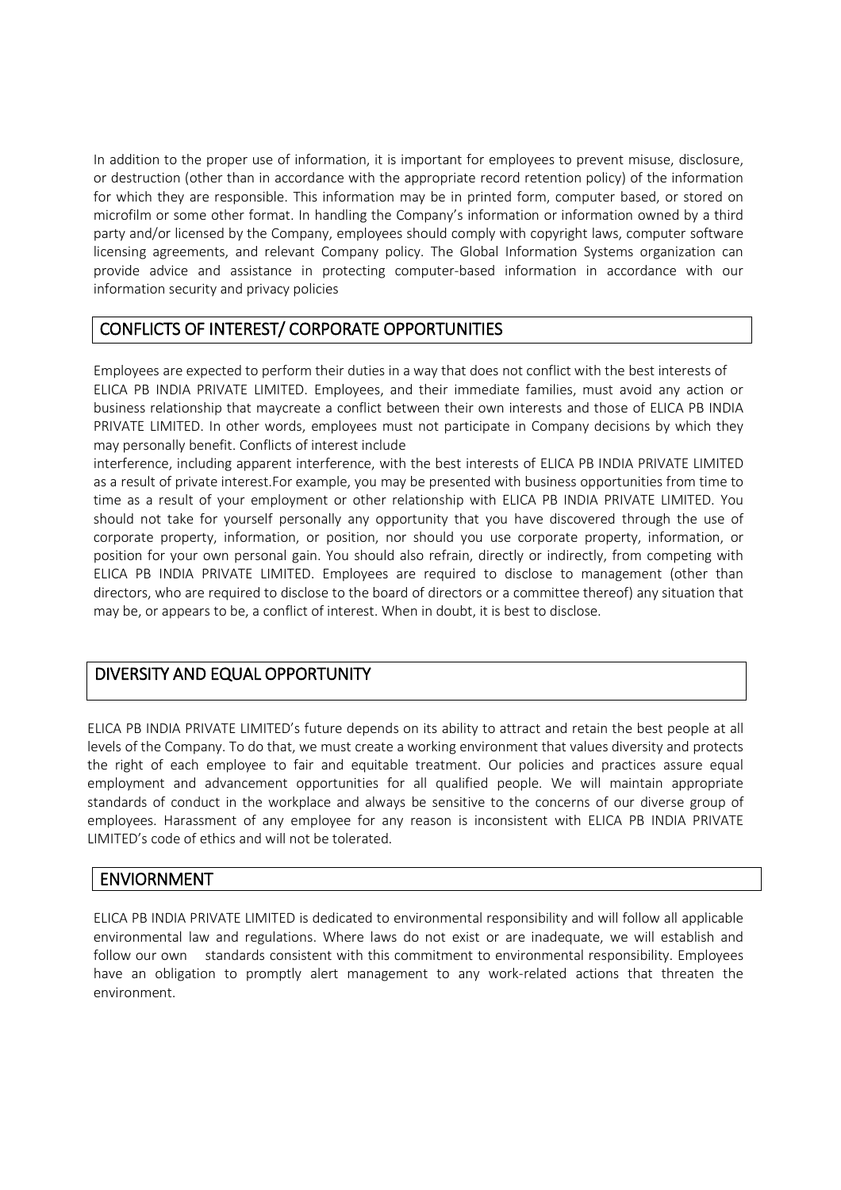In addition to the proper use of information, it is important for employees to prevent misuse, disclosure, or destruction (other than in accordance with the appropriate record retention policy) of the information for which they are responsible. This information may be in printed form, computer based, or stored on microfilm or some other format. In handling the Company's information or information owned by a third party and/or licensed by the Company, employees should comply with copyright laws, computer software licensing agreements, and relevant Company policy. The Global Information Systems organization can provide advice and assistance in protecting computer-based information in accordance with our information security and privacy policies

## CONFLICTS OF INTEREST/ CORPORATE OPPORTUNITIES

Employees are expected to perform their duties in a way that does not conflict with the best interests of ELICA PB INDIA PRIVATE LIMITED. Employees, and their immediate families, must avoid any action or business relationship that maycreate a conflict between their own interests and those of ELICA PB INDIA PRIVATE LIMITED. In other words, employees must not participate in Company decisions by which they may personally benefit. Conflicts of interest include interference, including apparent interference, with the best interests of ELICA PB INDIA PRIVATE LIMITED as a result of private interest.For example, you may be presented with business opportunities from time to time as a result of your employment or other relationship with ELICA PB INDIA PRIVATE LIMITED. You should not take for yourself personally any opportunity that you have discovered through the use of corporate property, information, or position, nor should you use corporate property, information, or position for your own personal gain. You should also refrain, directly or indirectly, from competing with ELICA PB INDIA PRIVATE LIMITED. Employees are required to disclose to management (other than directors, who are required to disclose to the board of directors or a committee thereof) any situation that may be, or appears to be, a conflict of interest. When in doubt, it is best to disclose.

## DIVERSITY AND EQUAL OPPORTUNITY

ELICA PB INDIA PRIVATE LIMITED's future depends on its ability to attract and retain the best people at all levels of the Company. To do that, we must create a working environment that values diversity and protects the right of each employee to fair and equitable treatment. Our policies and practices assure equal employment and advancement opportunities for all qualified people. We will maintain appropriate standards of conduct in the workplace and always be sensitive to the concerns of our diverse group of employees. Harassment of any employee for any reason is inconsistent with ELICA PB INDIA PRIVATE LIMITED's code of ethics and will not be tolerated.

## ENVIORNMENT

ELICA PB INDIA PRIVATE LIMITED is dedicated to environmental responsibility and will follow all applicable environmental law and regulations. Where laws do not exist or are inadequate, we will establish and follow our own standards consistent with this commitment to environmental responsibility. Employees have an obligation to promptly alert management to any work-related actions that threaten the environment.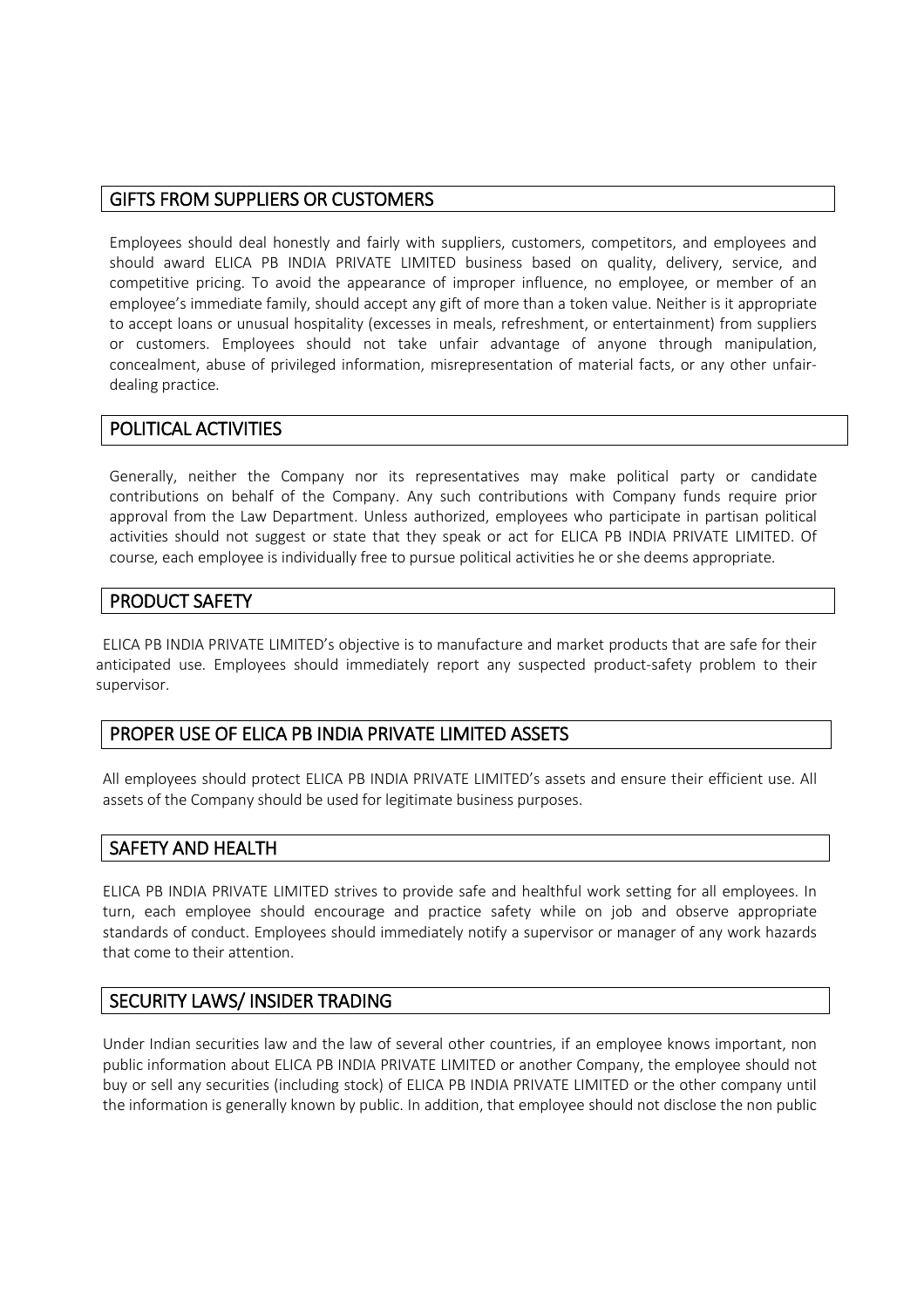## GIFTS FROM SUPPLIERS OR CUSTOMERS

Employees should deal honestly and fairly with suppliers, customers, competitors, and employees and should award ELICA PB INDIA PRIVATE LIMITED business based on quality, delivery, service, and competitive pricing. To avoid the appearance of improper influence, no employee, or member of an employee's immediate family, should accept any gift of more than a token value. Neither is it appropriate to accept loans or unusual hospitality (excesses in meals, refreshment, or entertainment) from suppliers or customers. Employees should not take unfair advantage of anyone through manipulation, concealment, abuse of privileged information, misrepresentation of material facts, or any other unfair-dealing practice.

## POLITICAL ACTIVITIES

Generally, neither the Company nor its representatives may make political party or candidate contributions on behalf of the Company. Any such contributions with Company funds require prior approval from the Law Department. Unless authorized, employees who participate in partisan political activities should not suggest or state that they speak or act for ELICA PB INDIA PRIVATE LIMITED. Of course, each employee is individually free to pursue political activities he or she deems appropriate.

## PRODUCT SAFETY

ELICA PB INDIA PRIVATE LIMITED's objective is to manufacture and market products that are safe for their anticipated use. Employees should immediately report any suspected product-safety problem to their supervisor.

## PROPER USE OF ELICA PB INDIA PRIVATE LIMITED ASSETS

All employees should protect ELICA PB INDIA PRIVATE LIMITED's assets and ensure their efficient use. All assets of the Company should be used for legitimate business purposes.

## SAFETY AND HEALTH

ELICA PB INDIA PRIVATE LIMITED strives to provide safe and healthful work setting for all employees. In turn, each employee should encourage and practice safety while on job and observe appropriate standards of conduct. Employees should immediately notify a supervisor or manager of any work hazards that come to their attention.

## SECURITY LAWS/ INSIDER TRADING

Under Indian securities law and the law of several other countries, if an employee knows important, non public information about ELICA PB INDIA PRIVATE LIMITED or another Company, the employee should not buy or sell any securities (including stock) of ELICA PB INDIA PRIVATE LIMITED or the other company until the information is generally known by public. In addition, that employee should not disclose the non public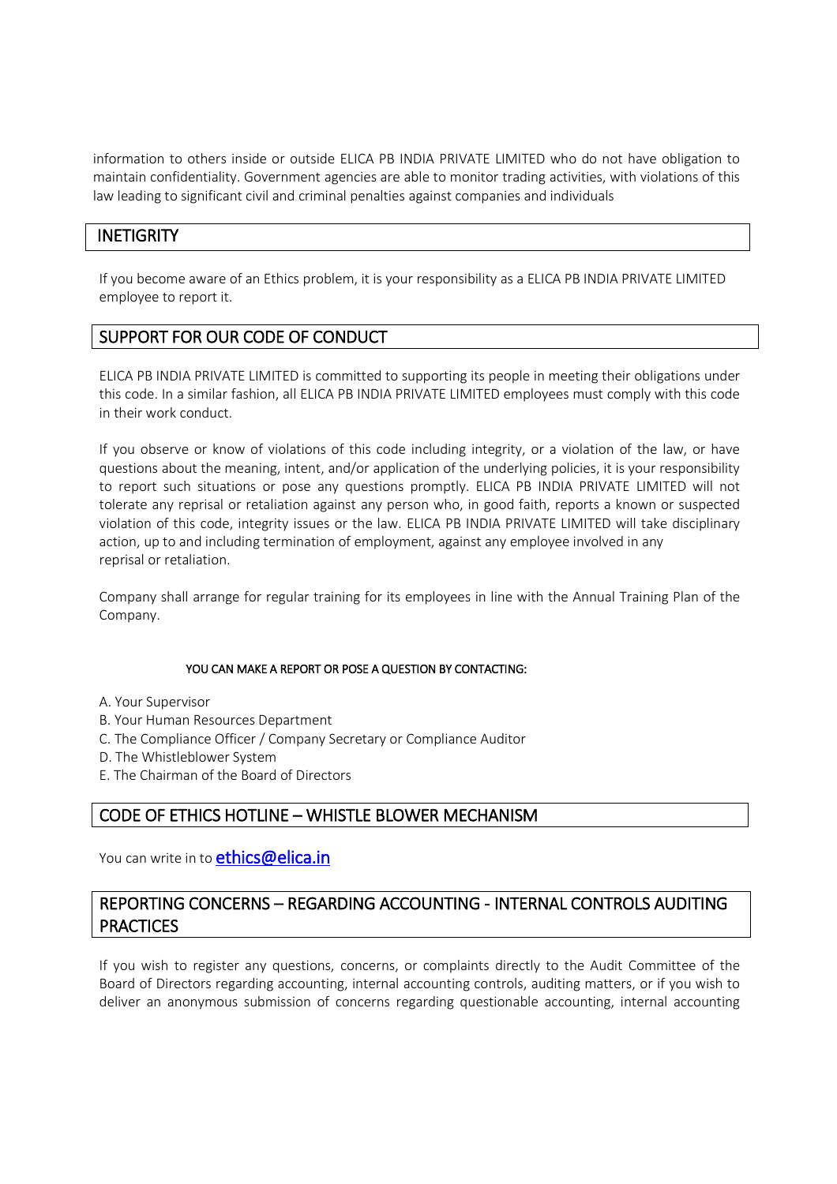information to others inside or outside ELICA PB INDIA PRIVATE LIMITED who do not have obligation to maintain confidentiality. Government agencies are able to monitor trading activities, with violations of this law leading to significant civil and criminal penalties against companies and individuals

## INETIGRITY

If you become aware of an Ethics problem, it is your responsibility as a ELICA PB INDIA PRIVATE LIMITED employee to report it.

## SUPPORT FOR OUR CODE OF CONDUCT

ELICA PB INDIA PRIVATE LIMITED is committed to supporting its people in meeting their obligations under this code. In a similar fashion, all ELICA PB INDIA PRIVATE LIMITED employees must comply with this code in their work conduct.

If you observe or know of violations of this code including integrity, or a violation of the law, or have questions about the meaning, intent, and/or application of the underlying policies, it is your responsibility to report such situations or pose any questions promptly. ELICA PB INDIA PRIVATE LIMITED will not tolerate any reprisal or retaliation against any person who, in good faith, reports a known or suspected violation of this code, integrity issues or the law. ELICA PB INDIA PRIVATE LIMITED will take disciplinary action, up to and including termination of employment, against any employee involved in any reprisal or retaliation.

Company shall arrange for regular training for its employees in line with the Annual Training Plan of the Company.

**YOU CAN MAKE A REPORT OR POSE A QUESTION BY CONTACTING:**

A. Your Supervisor
B. Your Human Resources Department
C. The Compliance Officer / Company Secretary or Compliance Auditor
D. The Whistleblower System
E. The Chairman of the Board of Directors

## CODE OF ETHICS HOTLINE – WHISTLE BLOWER MECHANISM

You can write in to **ethics@elica.in**

## REPORTING CONCERNS – REGARDING ACCOUNTING - INTERNAL CONTROLS AUDITING PRACTICES

If you wish to register any questions, concerns, or complaints directly to the Audit Committee of the Board of Directors regarding accounting, internal accounting controls, auditing matters, or if you wish to deliver an anonymous submission of concerns regarding questionable accounting, internal accounting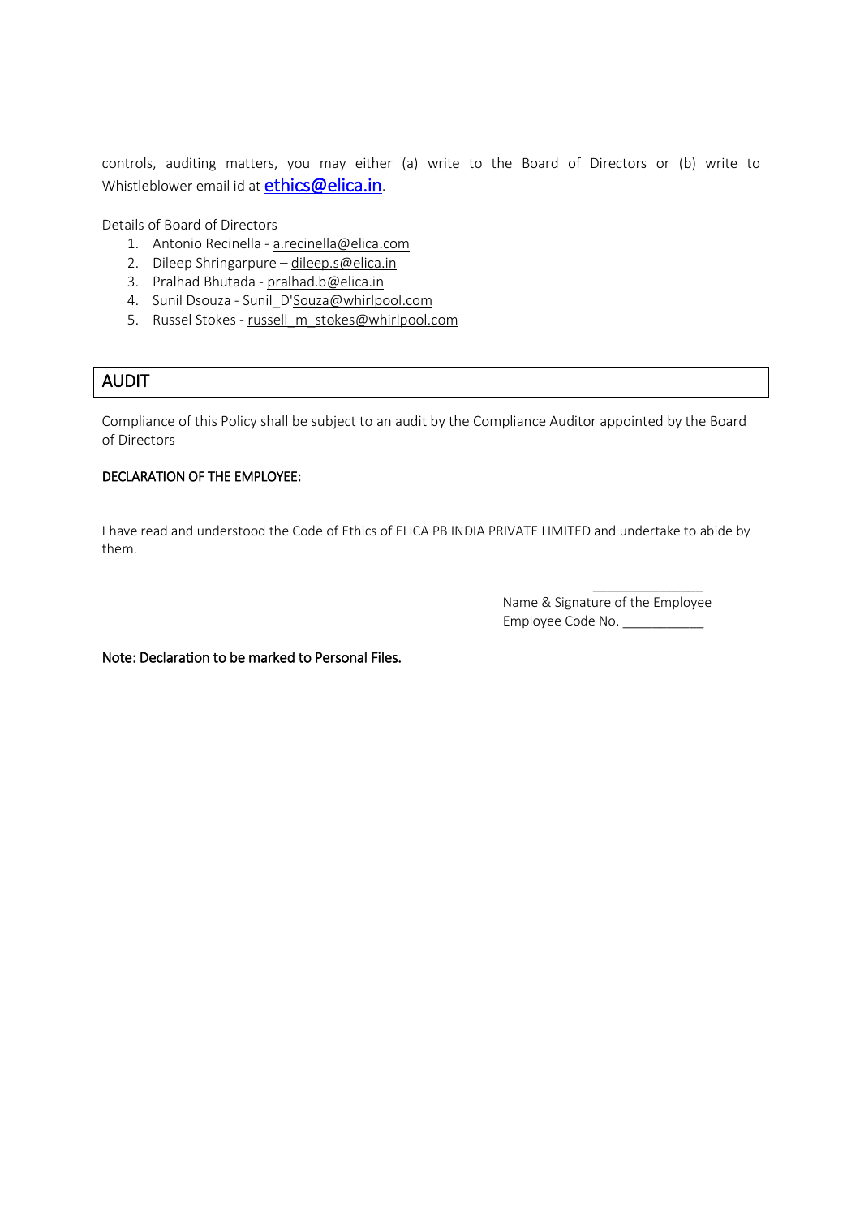controls, auditing matters, you may either (a) write to the Board of Directors or (b) write to Whistleblower email id at **ethics@elica.in**.

Details of Board of Directors

1. Antonio Recinella - a.recinella@elica.com
2. Dileep Shringarpure – dileep.s@elica.in
3. Pralhad Bhutada - pralhad.b@elica.in
4. Sunil Dsouza - Sunil_D'Souza@whirlpool.com
5. Russel Stokes - russell_m_stokes@whirlpool.com

## AUDIT

Compliance of this Policy shall be subject to an audit by the Compliance Auditor appointed by the Board of Directors

**DECLARATION OF THE EMPLOYEE:**

I have read and understood the Code of Ethics of ELICA PB INDIA PRIVATE LIMITED and undertake to abide by them.

_______________
Name & Signature of the Employee
Employee Code No. ___________

**Note: Declaration to be marked to Personal Files.**